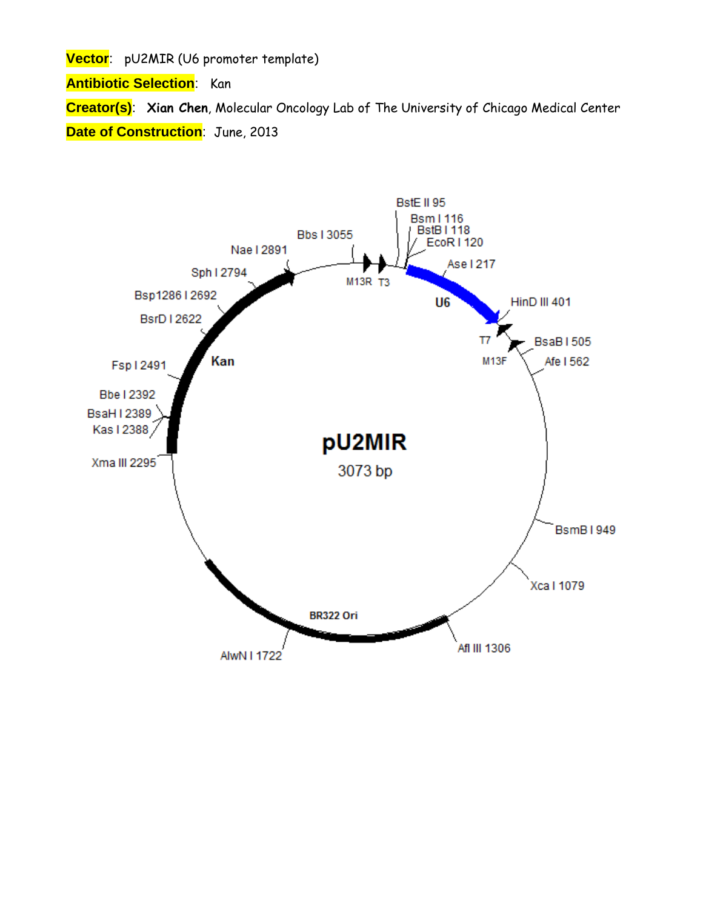**Vector**: pU2MIR (U6 promoter template)

**Antibiotic Selection**: Kan

**Creator(s)**: **Xian Chen**, Molecular Oncology Lab of The University of Chicago Medical Center

**Date of Construction**: June, 2013

pU2MIR

3073 bp

BstE II 95
Bsm I 116
BstB I 118
EcoR I 120
Ase I 217
U6
HinD III 401
T7
BsaB I 505
M13F
Afe I 562
BsmB I 949
Xca I 1079
Afl III 1306
BR322 Ori
AlwN I 1722
Xma III 2295
Kas I 2388
BsaH I 2389
Bbe I 2392
Fsp I 2491
Kan
BsrD I 2622
Bsp1286 I 2692
Sph I 2794
Nae I 2891
Bbs I 3055
M13R
T3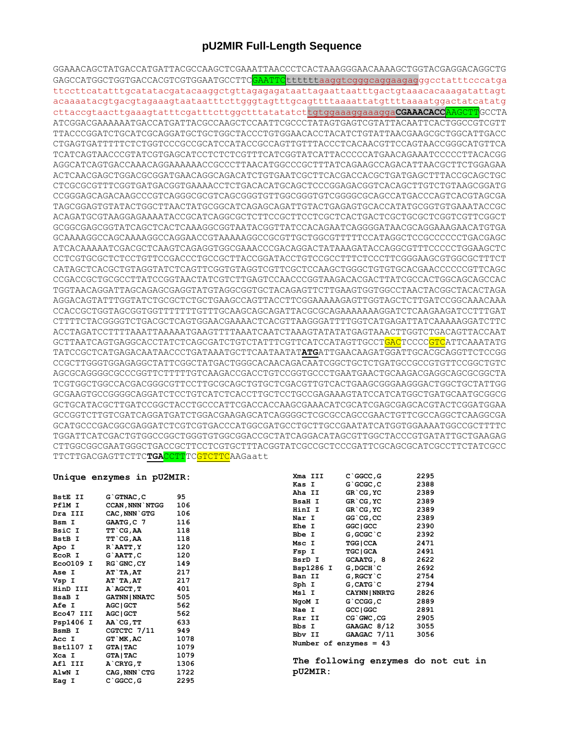# pU2MIR Full-Length Sequence

```
GGAAACAGCTATGACCATGATTACGCCAAGCTCGAAATTAACCCTCACTAAAGGGAACAAAAGCTGGTACGAGGACAGGCTG
GAGCCATGGCTGGTGACCACGTCGTGGAATGCCTTCGAATTCtttttaaggtcgggcaggaagagggcctatttcccatga
ttccttcatatttgcatatacgatacaaggctgttagagagataattagaattaatttgactgtaaacacaaagatattagt
acaaaatacgtgacgtagaaagtaataatttcttgggtagtttgcagttttaaaattatgttttaaaatggactatcatatg
cttaccgtaacttgaaagtatttcgatttcttggctttatatatcttgtggaaaggaaaggaCGAAACACCAAGCTTGCCTA
ATCGGACGAAAAAATGACCATGATTACGCCAAGCTCCAATTCGCCCTATAGTGAGTCGTATTACAATTCACTGGCCGTCGTT
TTACCCGGATCTGCATCGCAGGATGCTGCTGGCTACCCTGTGGAACACCTACATCTGTATTAACGAAGCGCTGGCATTGACC
CTGAGTGATTTTTCTCTGGTCCCGCCGCATCCATACCGCCAGTTGTTTACCCTCACAACGTTCCAGTAACCGGGCATGTTCA
TCATCAGTAACCCGTATCGTGAGCATCCTCTCTCGTTTCATCGGTATCATTACCCCCATGAACAGAAATCCCCCTTACACGG
AGGCATCAGTGACCAAACAGGAAAAAACCGCCCTTAACATGGCCCGCTTTATCAGAAGCCAGACATTAACGCTTCTGGAGAA
ACTCAACGAGCTGGACGCGGATGAACAGGCAGACATCTGTGAATCGCTTCACGACCACGCTGATGAGCTTTACCGCAGCTGC
CTCGCGCGTTTCGGTGATGACGGTGAAAACCTCTGACACATGCAGCTCCCGGAGACGGTCACAGCTTGTCTGTAAGCGGATG
CCGGGAGCAGACAAGCCCGTCAGGGCGCGTCAGCGGGTGTTGGCGGGTGTCGGGGCGCAGCCATGACCCAGTCACGTAGCGA
TAGCGGAGTGTATACTGGCTTAACTATGCGGCATCAGAGCAGATTGTACTGAGAGTGCACCATATGCGGTGTGAAATACCGC
ACAGATGCGTAAGGAGAAAATACCGCATCAGGCGCTCTTCCGCTTCCTCGCTCACTGACTCGCTGCGCTCGGTCGTTCGGCT
GCGGCGAGCGGTATCAGCTCACTCAAAGGCGGTAATACGGTTATCCACAGAATCAGGGGATAACGCAGGAAAGAACATGTGA
GCAAAAGGCCAGCAAAAGGCCAGGAACCGTAAAAAGGCCGCGTTGCTGGCGTTTTTCCATAGGCTCCGCCCCCCTGACGAGC
ATCACAAAAATCGACGCTCAAGTCAGAGGTGGCGAAACCCGACAGGACTATAAAGATACCAGGCGTTTCCCCCTGGAAGCTC
CCTCGTGCGCTCTCCTGTTCCGACCCTGCCGCTTACCGGATACCTGTCCGCCTTTCTCCCTTCGGGAAGCGTGGCGCTTTCT
CATAGCTCACGCTGTAGGTATCTCAGTTCGGTGTAGGTCGTTCGCTCCAAGCTGGGCTGTGTGCACGAACCCCCCGTTCAGC
CCGACCGCTGCGCCTTATCCGGTAACTATCGTCTTGAGTCCAACCCGGTAAGACACGACTTATCGCCACTGGCAGCAGCCAC
TGGTAACAGGATTAGCAGAGCGAGGTATGTAGGCGGTGCTACAGAGTTCTTGAAGTGGTGGCCTAACTACGGCTACACTAGA
AGGACAGTATTTGGTATCTGCGCTCTGCTGAAGCCAGTTACCTTCGGAAAAAGAGTTGGTAGCTCTTGATCCGGCAAACAAA
CCACCGCTGGTAGCGGTGGTTTTTTTGTTTGCAAGCAGCAGATTACGCGCAGAAAAAAAGGATCTCAAGAAGATCCTTTGAT
CTTTTCTACGGGGTCTGACGCTCAGTGGAACGAAAACTCACGTTAAGGGATTTTGGTCATGAGATTATCAAAAAGGATCTTC
ACCTAGATCCTTTTAAATTAAAAATGAAGTTTTAAATCAATCTAAAGTATATATGAGTAAACTTGGTCTGACAGTTACCAAT
GCTTAATCAGTGAGGCACCTATCTCAGCGATCTGTCTATTTCGTTCATCCATAGTTGCCTGACTCCCCGTCATTCAAATATG
TATCCGCTCATGAGACAATAACCCTGATAAATGCTTCAATAATATATGATTGAACAAGATGGATTGCACGCAGGTTCTCCGG
CCGCTTGGGTGGAGAGGCTATTCGGCTATGACTGGGCACAACAGACAATCGGCTGCTCTGATGCCGCCGTGTTCCGGCTGTC
AGCGCAGGGGCGCCCGGTTCTTTTTGTCAAGACCGACCTGTCCGGTGCCCTGAATGAACTGCAAGACGAGGCAGCGCGGCTA
TCGTGGCTGGCCACGACGGGCGTTCCTTGCGCAGCTGTGCTCGACGTTGTCACTGAAGCGGGAAGGGACTGGCTGCTATTGG
GCGAAGTGCCGGGGCAGGATCTCCTGTCATCTCACCTTGCTCCTGCCGAGAAAGTATCCATCATGGCTGATGCAATGCGGCG
GCTGCATACGCTTGATCCGGCTACCTGCCCATTCGACCACCAAGCGAAACATCGCATCGAGCGAGCACGTACTCGGATGGAA
GCCGGTCTTGTCGATCAGGATGATCTGGACGAAGAGCATCAGGGGCTCGCGCCAGCCGAACTGTTCGCCAGGCTCAAGGCGA
GCATGCCCGACGGCGAGGATCTCGTCGTGACCCATGGCGATGCCTGCTTGCCGAATATCATGGTGGAAAATGGCCGCTTTTC
TGGATTCATCGACTGTGGCCGGCTGGGTGTGGCGGACCGCTATCAGGACATAGCGTTGGCTACCCGTGATATTGCTGAAGAG
CTTGGCGGCGAATGGGCTGACCGCTTCCTCGTGCTTTACGGTATCGCCGCTCCCGATTCGCAGCGCATCGCCTTCTATCGCC
TTCTTGACGAGTTCTTCTGACCTTTCGTCTTCAAGaatt
```

**Unique enzymes in pU2MIR:**

| Enzyme | Site | Position |
|---|---|---|
| BstE II | G`GTNAC,C | 95 |
| PflM I | CCAN,NNN`NTGG | 106 |
| Dra III | CAC,NNN`GTG | 106 |
| Bsm I | GAATG,C 7 | 116 |
| BsiC I | TT`CG,AA | 118 |
| BstB I | TT`CG,AA | 118 |
| Apo I | R`AATT,Y | 120 |
| EcoR I | G`AATT,C | 120 |
| Eco0109 I | RG`GNC,CY | 149 |
| Ase I | AT`TA,AT | 217 |
| Vsp I | AT`TA,AT | 217 |
| HinD III | A`AGCT,T | 401 |
| BsaB I | GATNN\|NNATC | 505 |
| Afe I | AGC\|GCT | 562 |
| Eco47 III | AGC\|GCT | 562 |
| Psp1406 I | AA`CG,TT | 633 |
| BsmB I | CGTCTC 7/11 | 949 |
| Acc I | GT`MK,AC | 1078 |
| Bst1107 I | GTA\|TAC | 1079 |
| Xca I | GTA\|TAC | 1079 |
| Afl III | A`CRYG,T | 1306 |
| AlwN I | CAG,NNN`CTG | 1722 |
| Eag I | C`GGCC,G | 2295 |
| Xma III | C`GGCC,G | 2295 |
| Kas I | G`GCGC,C | 2388 |
| Aha II | GR`CG,YC | 2389 |
| BsaH I | GR`CG,YC | 2389 |
| HinI I | GR`CG,YC | 2389 |
| Nar I | GG`CG,CC | 2389 |
| Ehe I | GGC\|GCC | 2390 |
| Bbe I | G,GCGC`C | 2392 |
| Msc I | TGG\|CCA | 2471 |
| Fsp I | TGC\|GCA | 2491 |
| BsrD I | GCAATG, 8 | 2622 |
| Bsp1286 I | G,DGCH`C | 2692 |
| Ban II | G,RGCY`C | 2754 |
| Sph I | G,CATG`C | 2794 |
| Msl I | CAYNN\|NNRTG | 2826 |
| NgoM I | G`CCGG,C | 2889 |
| Nae I | GCC\|GGC | 2891 |
| Rsr II | CG`GWC,CG | 2905 |
| Bbs I | GAAGAC 8/12 | 3055 |
| Bbv II | GAAGAC 7/11 | 3056 |

Number of enzymes = 43

**The following enzymes do not cut in pU2MIR:**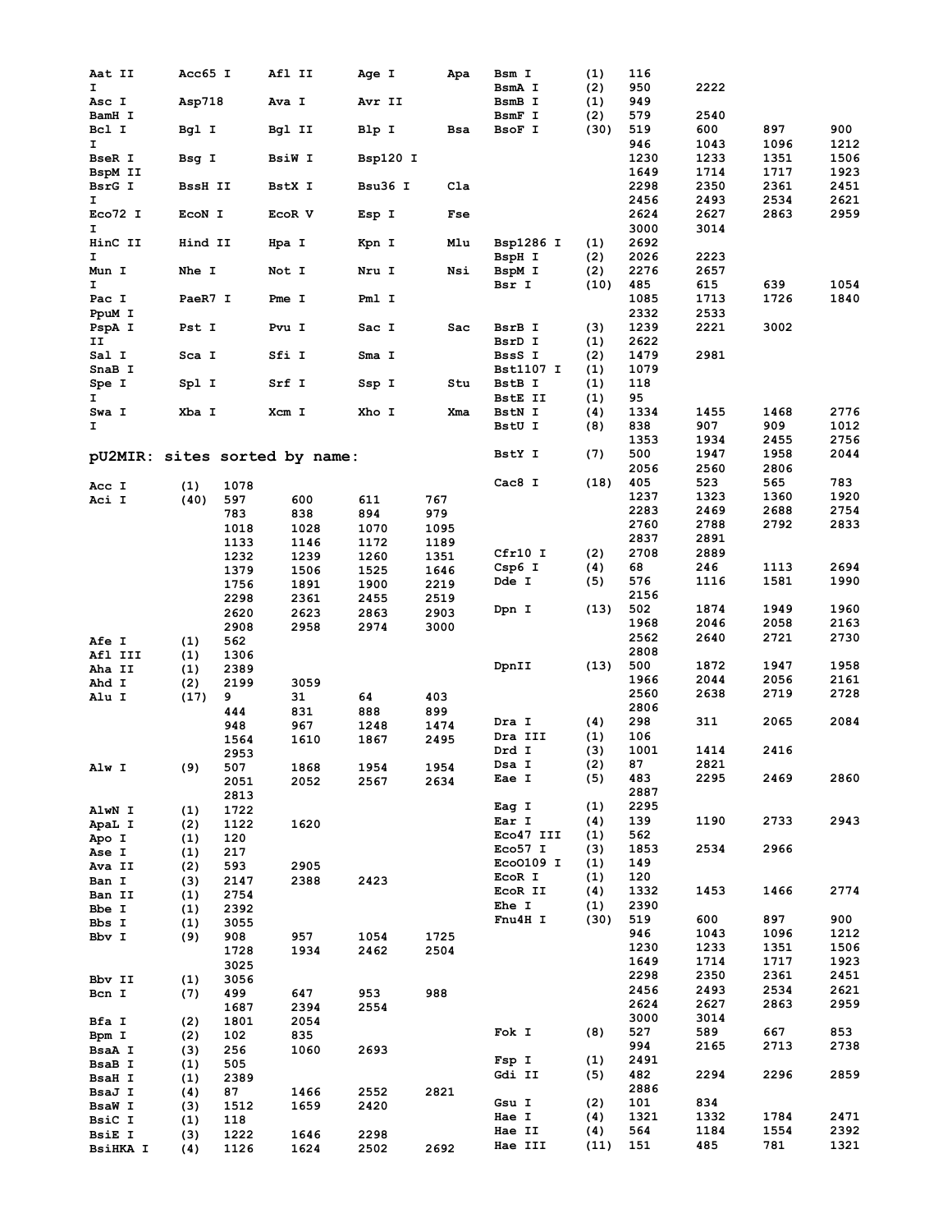```
Aat II      Acc65 I     Afl II      Age I       Apa
I
Asc I       Asp718      Ava I       Avr II
BamH I
Bcl I       Bgl I       Bgl II      Blp I       Bsa
I
BseR I      Bsg I       BsiW I      Bsp120 I
BspM II
BsrG I      BssH II     BstX I      Bsu36 I     Cla
I
Eco72 I     EcoN I      EcoR V      Esp I       Fse
I
HinC II     Hind II     Hpa I       Kpn I       Mlu
I
Mun I       Nhe I       Not I       Nru I       Nsi
I
Pac I       PaeR7 I     Pme I       Pml I
PpuM I
PspA I      Pst I       Pvu I       Sac I       Sac
II
Sal I       Sca I       Sfi I       Sma I
SnaB I
Spe I       Spl I       Srf I       Ssp I       Stu
I
Swa I       Xba I       Xcm I       Xho I       Xma
I
```

## pU2MIR: sites sorted by name:

```
Acc I       (1)   1078
Aci I       (40)  597    600    611    767
                  783    838    894    979
                  1018   1028   1070   1095
                  1133   1146   1172   1189
                  1232   1239   1260   1351
                  1379   1506   1525   1646
                  1756   1891   1900   2219
                  2298   2361   2455   2519
                  2620   2623   2863   2903
                  2908   2958   2974   3000
Afe I       (1)   562
Afl III     (1)   1306
Aha II      (1)   2389
Ahd I       (2)   2199   3059
Alu I       (17)  9      31     64     403
                  444    831    888    899
                  948    967    1248   1474
                  1564   1610   1867   2495
                  2953
Alw I       (9)   507    1868   1954   1954
                  2051   2052   2567   2634
                  2813
AlwN I      (1)   1722
ApaL I      (2)   1122   1620
Apo I       (1)   120
Ase I       (1)   217
Ava II      (2)   593    2905
Ban I       (3)   2147   2388   2423
Ban II      (1)   2754
Bbe I       (1)   2392
Bbs I       (1)   3055
Bbv I       (9)   908    957    1054   1725
                  1728   1934   2462   2504
                  3025
Bbv II      (1)   3056
Bcn I       (7)   499    647    953    988
                  1687   2394   2554
Bfa I       (2)   1801   2054
Bpm I       (2)   102    835
BsaA I      (3)   256    1060   2693
BsaB I      (1)   505
BsaH I      (1)   2389
BsaJ I      (4)   87     1466   2552   2821
BsaW I      (3)   1512   1659   2420
BsiC I      (1)   118
BsiE I      (3)   1222   1646   2298
BsiHKA I    (4)   1126   1624   2502   2692
Bsm I       (1)   116
BsmA I      (2)   950    2222
BsmB I      (1)   949
BsmF I      (2)   579    2540
BsoF I      (30)  519    600    897    900
                  946    1043   1096   1212
                  1230   1233   1351   1506
                  1649   1714   1717   1923
                  2298   2350   2361   2451
                  2456   2493   2534   2621
                  2624   2627   2863   2959
                  3000   3014
Bsp1286 I   (1)   2692
BspH I      (2)   2026   2223
BspM I      (2)   2276   2657
Bsr I       (10)  485    615    639    1054
                  1085   1713   1726   1840
                  2332   2533
BsrB I      (3)   1239   2221   3002
BsrD I      (1)   2622
BssS I      (2)   1479   2981
Bst1107 I   (1)   1079
BstB I      (1)   118
BstE II     (1)   95
BstN I      (4)   1334   1455   1468   2776
BstU I      (8)   838    907    909    1012
                  1353   1934   2455   2756
BstY I      (7)   500    1947   1958   2044
                  2056   2560   2806
Cac8 I      (18)  405    523    565    783
                  1237   1323   1360   1920
                  2283   2469   2688   2754
                  2760   2788   2792   2833
                  2837   2891
Cfr10 I     (2)   2708   2889
Csp6 I      (4)   68     246    1113   2694
Dde I       (5)   576    1116   1581   1990
                  2156
Dpn I       (13)  502    1874   1949   1960
                  1968   2046   2058   2163
                  2562   2640   2721   2730
                  2808
DpnII       (13)  500    1872   1947   1958
                  1966   2044   2056   2161
                  2560   2638   2719   2728
                  2806
Dra I       (4)   298    311    2065   2084
Dra III     (1)   106
Drd I       (3)   1001   1414   2416
Dsa I       (2)   87     2821
Eae I       (5)   483    2295   2469   2860
                  2887
Eag I       (1)   2295
Ear I       (4)   139    1190   2733   2943
Eco47 III   (1)   562
Eco57 I     (3)   1853   2534   2966
EcoO109 I   (1)   149
EcoR I      (1)   120
EcoR II     (4)   1332   1453   1466   2774
Ehe I       (1)   2390
Fnu4H I     (30)  519    600    897    900
                  946    1043   1096   1212
                  1230   1233   1351   1506
                  1649   1714   1717   1923
                  2298   2350   2361   2451
                  2456   2493   2534   2621
                  2624   2627   2863   2959
                  3000   3014
Fok I       (8)   527    589    667    853
                  994    2165   2713   2738
Fsp I       (1)   2491
Gdi II      (5)   482    2294   2296   2859
                  2886
Gsu I       (2)   101    834
Hae I       (4)   1321   1332   1784   2471
Hae II      (4)   564    1184   1554   2392
Hae III     (11)  151    485    781    1321
```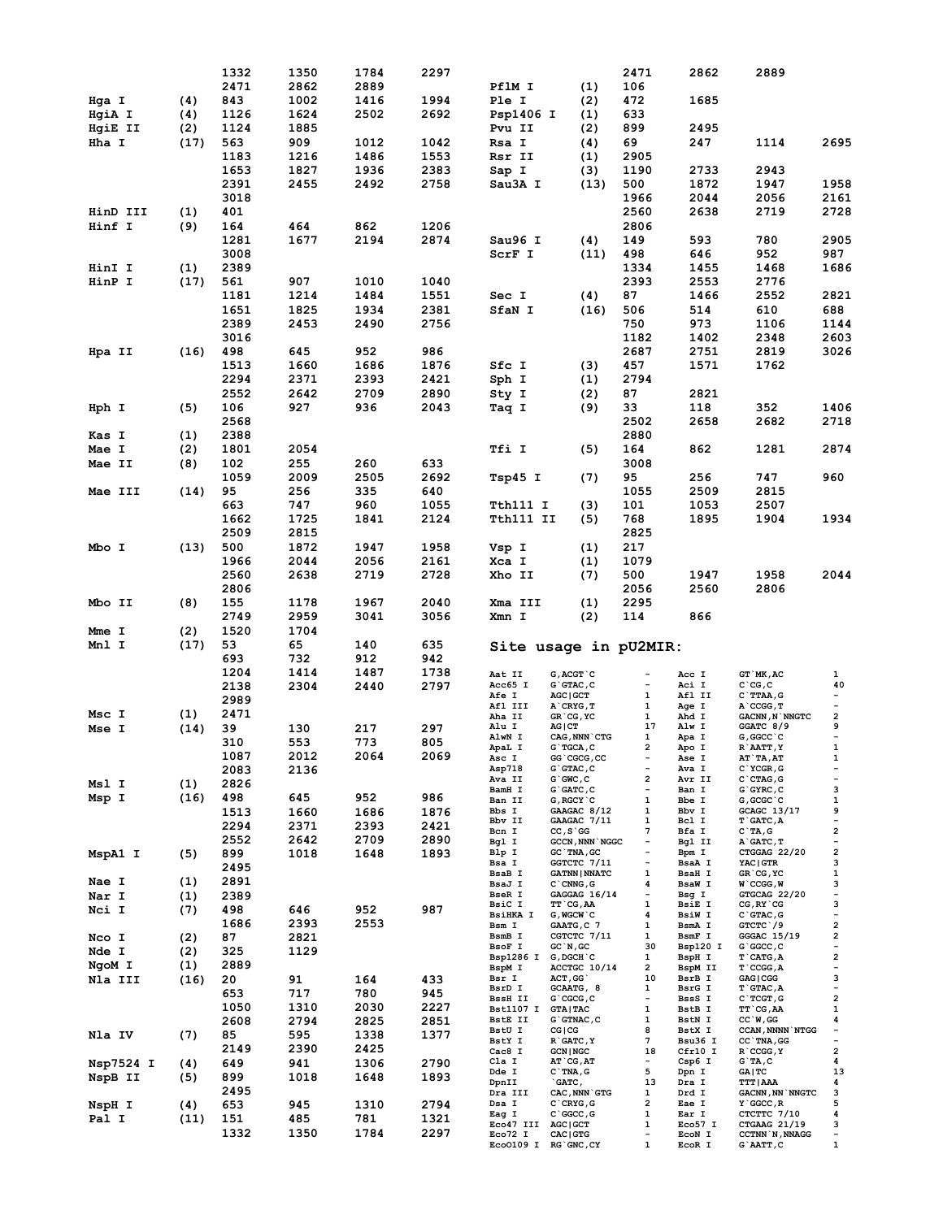| | | | | | |
|---|---|---|---|---|---|
| | | 1332 | 1350 | 1784 | 2297 |
| | | 2471 | 2862 | 2889 | |
| Hga I | (4) | 843 | 1002 | 1416 | 1994 |
| HgiA I | (4) | 1126 | 1624 | 2502 | 2692 |
| HgiE II | (2) | 1124 | 1885 | | |
| Hha I | (17) | 563 | 909 | 1012 | 1042 |
| | | 1183 | 1216 | 1486 | 1553 |
| | | 1653 | 1827 | 1936 | 2383 |
| | | 2391 | 2455 | 2492 | 2758 |
| | | 3018 | | | |
| HinD III | (1) | 401 | | | |
| Hinf I | (9) | 164 | 464 | 862 | 1206 |
| | | 1281 | 1677 | 2194 | 2874 |
| | | 3008 | | | |
| HinI I | (1) | 2389 | | | |
| HinP I | (17) | 561 | 907 | 1010 | 1040 |
| | | 1181 | 1214 | 1484 | 1551 |
| | | 1651 | 1825 | 1934 | 2381 |
| | | 2389 | 2453 | 2490 | 2756 |
| | | 3016 | | | |
| Hpa II | (16) | 498 | 645 | 952 | 986 |
| | | 1513 | 1660 | 1686 | 1876 |
| | | 2294 | 2371 | 2393 | 2421 |
| | | 2552 | 2642 | 2709 | 2890 |
| Hph I | (5) | 106 | 927 | 936 | 2043 |
| | | 2568 | | | |
| Kas I | (1) | 2388 | | | |
| Mae I | (2) | 1801 | 2054 | | |
| Mae II | (8) | 102 | 255 | 260 | 633 |
| | | 1059 | 2009 | 2505 | 2692 |
| Mae III | (14) | 95 | 256 | 335 | 640 |
| | | 663 | 747 | 960 | 1055 |
| | | 1662 | 1725 | 1841 | 2124 |
| | | 2509 | 2815 | | |
| Mbo I | (13) | 500 | 1872 | 1947 | 1958 |
| | | 1966 | 2044 | 2056 | 2161 |
| | | 2560 | 2638 | 2719 | 2728 |
| | | 2806 | | | |
| Mbo II | (8) | 155 | 1178 | 1967 | 2040 |
| | | 2749 | 2959 | 3041 | 3056 |
| Mme I | (2) | 1520 | 1704 | | |
| Mnl I | (17) | 53 | 65 | 140 | 635 |
| | | 693 | 732 | 912 | 942 |
| | | 1204 | 1414 | 1487 | 1738 |
| | | 2138 | 2304 | 2440 | 2797 |
| | | 2989 | | | |
| Msc I | (1) | 2471 | | | |
| Mse I | (14) | 39 | 130 | 217 | 297 |
| | | 310 | 553 | 773 | 805 |
| | | 1087 | 2012 | 2064 | 2069 |
| | | 2083 | 2136 | | |
| Msl I | (1) | 2826 | | | |
| Msp I | (16) | 498 | 645 | 952 | 986 |
| | | 1513 | 1660 | 1686 | 1876 |
| | | 2294 | 2371 | 2393 | 2421 |
| | | 2552 | 2642 | 2709 | 2890 |
| MspA1 I | (5) | 899 | 1018 | 1648 | 1893 |
| | | 2495 | | | |
| Nae I | (1) | 2891 | | | |
| Nar I | (1) | 2389 | | | |
| Nci I | (7) | 498 | 646 | 952 | 987 |
| | | 1686 | 2393 | 2553 | |
| Nco I | (2) | 87 | 2821 | | |
| Nde I | (2) | 325 | 1129 | | |
| NgoM I | (1) | 2889 | | | |
| Nla III | (16) | 20 | 91 | 164 | 433 |
| | | 653 | 717 | 780 | 945 |
| | | 1050 | 1310 | 2030 | 2227 |
| | | 2608 | 2794 | 2825 | 2851 |
| Nla IV | (7) | 85 | 595 | 1338 | 1377 |
| | | 2149 | 2390 | 2425 | |
| Nsp7524 I | (4) | 649 | 941 | 1306 | 2790 |
| NspB II | (5) | 899 | 1018 | 1648 | 1893 |
| | | 2495 | | | |
| NspH I | (4) | 653 | 945 | 1310 | 2794 |
| Pal I | (11) | 151 | 485 | 781 | 1321 |
| | | 1332 | 1350 | 1784 | 2297 |
| | | 2471 | 2862 | 2889 | |
| PflM I | (1) | 106 | | | |
| Ple I | (2) | 472 | 1685 | | |
| Psp1406 I | (1) | 633 | | | |
| Pvu II | (2) | 899 | 2495 | | |
| Rsa I | (4) | 69 | 247 | 1114 | 2695 |
| Rsr II | (1) | 2905 | | | |
| Sap I | (3) | 1190 | 2733 | 2943 | |
| Sau3A I | (13) | 500 | 1872 | 1947 | 1958 |
| | | 1966 | 2044 | 2056 | 2161 |
| | | 2560 | 2638 | 2719 | 2728 |
| | | 2806 | | | |
| Sau96 I | (4) | 149 | 593 | 780 | 2905 |
| ScrF I | (11) | 498 | 646 | 952 | 987 |
| | | 1334 | 1455 | 1468 | 1686 |
| | | 2393 | 2553 | 2776 | |
| Sec I | (4) | 87 | 1466 | 2552 | 2821 |
| SfaN I | (16) | 506 | 514 | 610 | 688 |
| | | 750 | 973 | 1106 | 1144 |
| | | 1182 | 1402 | 2348 | 2603 |
| | | 2687 | 2751 | 2819 | 3026 |
| Sfc I | (3) | 457 | 1571 | 1762 | |
| Sph I | (1) | 2794 | | | |
| Sty I | (2) | 87 | 2821 | | |
| Taq I | (9) | 33 | 118 | 352 | 1406 |
| | | 2502 | 2658 | 2682 | 2718 |
| | | 2880 | | | |
| Tfi I | (5) | 164 | 862 | 1281 | 2874 |
| | | 3008 | | | |
| Tsp45 I | (7) | 95 | 256 | 747 | 960 |
| | | 1055 | 2509 | 2815 | |
| Tth111 I | (3) | 101 | 1053 | 2507 | |
| Tth111 II | (5) | 768 | 1895 | 1904 | 1934 |
| | | 2825 | | | |
| Vsp I | (1) | 217 | | | |
| Xca I | (1) | 1079 | | | |
| Xho II | (7) | 500 | 1947 | 1958 | 2044 |
| | | 2056 | 2560 | 2806 | |
| Xma III | (1) | 2295 | | | |
| Xmn I | (2) | 114 | 866 | | |

## Site usage in pU2MIR:

| Enzyme | Site | Count | Enzyme | Site | Count |
|---|---|---|---|---|---|
| Aat II | G,ACGT`C | - | Acc I | GT`MK,AC | 1 |
| Acc65 I | G`GTAC,C | - | Aci I | C`CG,C | 40 |
| Afe I | AGC\|GCT | 1 | Afl II | C`TTAA,G | - |
| Afl III | A`CRYG,T | 1 | Age I | A`CCGG,T | - |
| Aha II | GR`CG,YC | 1 | Ahd I | GACNN,N`NNGTC | 2 |
| Alu I | AG\|CT | 17 | Alw I | GGATC 8/9 | 9 |
| AlwN I | CAG,NNN`CTG | 1 | Apa I | G,GGCC`C | - |
| ApaL I | G`TGCA,C | 2 | Apo I | R`AATT,Y | 1 |
| Asc I | GG`CGCG,CC | - | Ase I | AT`TA,AT | 1 |
| Asp718 | G`GTAC,C | - | Ava I | C`YCGR,G | - |
| Ava II | G`GWC,C | 2 | Avr II | C`CTAG,G | - |
| BamH I | G`GATC,C | - | Ban I | G`GYRC,C | 3 |
| Ban II | G,RGCY`C | 1 | Bbe I | G,GCGC`C | 1 |
| Bbs I | GAAGAC 8/12 | 1 | Bbv I | GCAGC 13/17 | 9 |
| Bbv II | GAAGAC 7/11 | 1 | Bcl I | T`GATC,A | - |
| Bcn I | CC,S`GG | 7 | Bfa I | C`TA,G | 2 |
| Bgl I | GCCN,NNN`NGGC | - | Bgl II | A`GATC,T | - |
| Blp I | GC`TNA,GC | - | Bpm I | CTGGAG 22/20 | 2 |
| Bsa I | GGTCTC 7/11 | - | BsaA I | YAC\|GTR | 3 |
| BsaB I | GATNN\|NNATC | 1 | BsaH I | GR`CG,YC | 1 |
| BsaJ I | C`CNNG,G | 4 | BsaW I | W`CCGG,W | 3 |
| BseR I | GAGGAG 16/14 | - | Bsg I | GTGCAG 22/20 | - |
| BsiC I | TT`CG,AA | 1 | BsiE I | CG,RY`CG | 3 |
| BsiHKA I | G,WGCW`C | 4 | BsiW I | C`GTAC,G | - |
| Bsm I | GAATG,C 7 | 1 | BsmA I | GTCTC`/9 | 2 |
| BsmB I | CGTCTC 7/11 | 1 | BsmF I | GGGAC 15/19 | 2 |
| BsoF I | GC`N,GC | 30 | Bsp120 I | G`GGCC,C | - |
| Bsp1286 I | G,DGCH`C | 1 | BspH I | T`CATG,A | 2 |
| BspM I | ACCTGC 10/14 | 2 | BspM II | T`CCGG,A | - |
| Bsr I | ACT,GG` | 10 | BsrB I | GAG\|CGG | 3 |
| BsrD I | GCAATG, 8 | 1 | BsrG I | T`GTAC,A | - |
| BssH II | G`CGCG,C | - | BssS I | C`TCGT,G | 2 |
| Bst1107 I | GTA\|TAC | 1 | BstB I | TT`CG,AA | 1 |
| BstE II | G`GTNAC,C | 1 | BstN I | CC`W,GG | 4 |
| BstU I | CG\|CG | 8 | BstX I | CCAN,NNNN`NTGG | - |
| BstY I | R`GATC,Y | 7 | Bsu36 I | CC`TNA,GG | - |
| Cac8 I | GCN\|NGC | 18 | Cfr10 I | R`CCGG,Y | 2 |
| Cla I | AT`CG,AT | - | Csp6 I | G`TA,C | 4 |
| Dde I | C`TNA,G | 5 | Dpn I | GA\|TC | 13 |
| DpnII | `GATC, | 13 | Dra I | TTT\|AAA | 4 |
| Dra III | CAC,NNN`GTG | 1 | Drd I | GACNN,NN`NNGTC | 3 |
| Dsa I | C`CRYG,G | 2 | Eae I | Y`GGCC,R | 5 |
| Eag I | C`GGCC,G | 1 | Ear I | CTCTTC 7/10 | 4 |
| Eco47 III | AGC\|GCT | 1 | Eco57 I | CTGAAG 21/19 | 3 |
| Eco72 I | CAC\|GTG | - | EcoN I | CCTNN`N,NNAGG | - |
| EcoO109 I | RG`GNC,CY | 1 | EcoR I | G`AATT,C | 1 |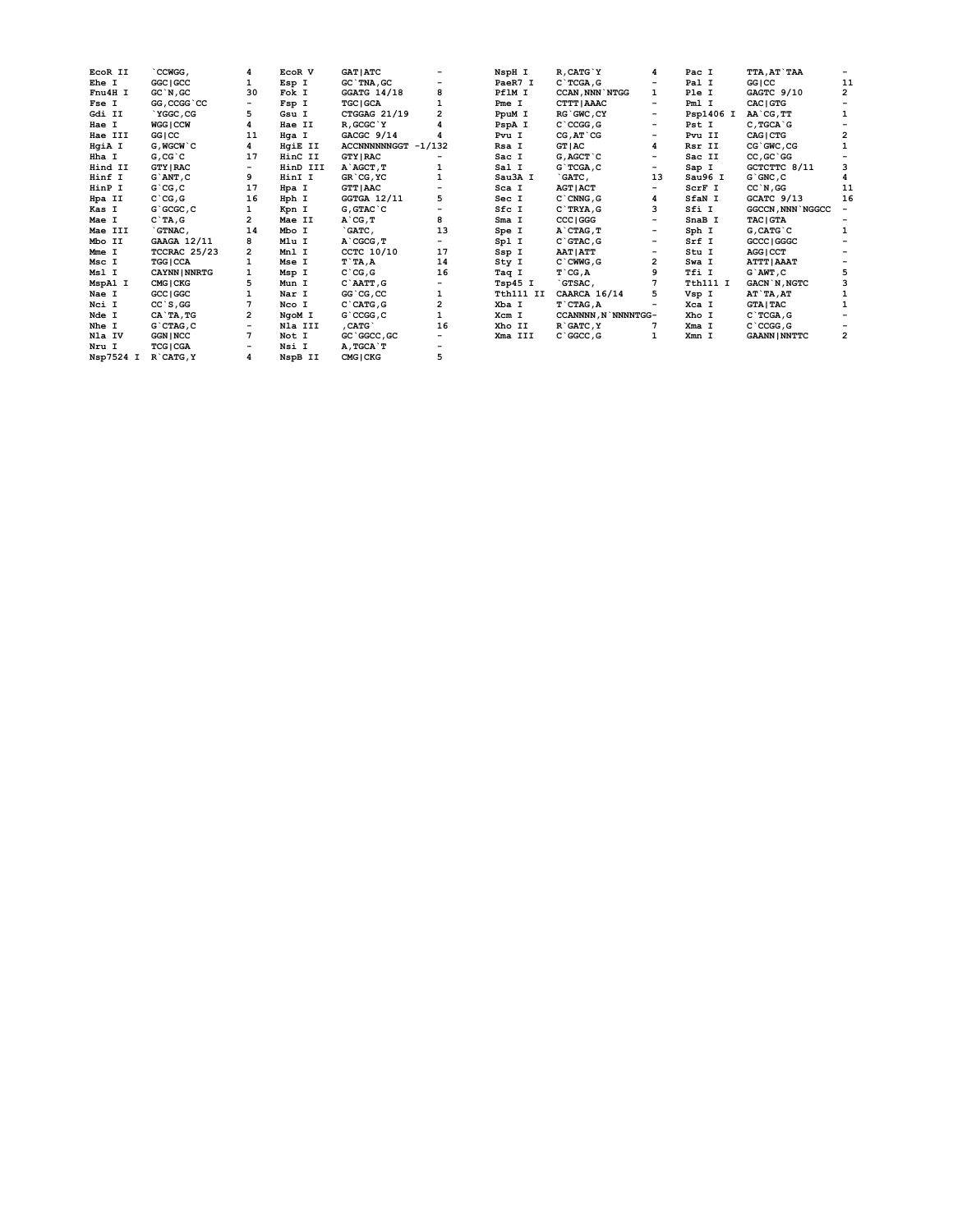| | | | | | | | | | | | |
|---|---|---|---|---|---|---|---|---|---|---|---|
| EcoR II | `CCWGG, | 4 | EcoR V | GAT\|ATC | - | NspH I | R,CATG`Y | 4 | Pac I | TTA,AT`TAA | - |
| Ehe I | GGC\|GCC | 1 | Esp I | GC`TNA,GC | - | PaeR7 I | C`TCGA,G | - | Pal I | GG\|CC | 11 |
| Fnu4H I | GC`N,GC | 30 | Fok I | GGATG 14/18 | 8 | PflM I | CCAN,NNN`NTGG | 1 | Ple I | GAGTC 9/10 | 2 |
| Fse I | GG,CCGG`CC | - | Fsp I | TGC\|GCA | 1 | Pme I | CTTT\|AAAC | - | Pml I | CAC\|GTG | - |
| Gdi II | `YGGC,CG | 5 | Gsu I | CTGGAG 21/19 | 2 | PpuM I | RG`GWC,CY | - | Psp1406 I | AA`CG,TT | 1 |
| Hae I | WGG\|CCW | 4 | Hae II | R,GCGC`Y | 4 | PspA I | C`CCGG,G | - | Pst I | C,TGCA`G | - |
| Hae III | GG\|CC | 11 | Hga I | GACGC 9/14 | 4 | Pvu I | CG,AT`CG | - | Pvu II | CAG\|CTG | 2 |
| HgiA I | G,WGCW`C | 4 | HgiE II | ACCNNNNNNGGT -1/132 | | Rsa I | GT\|AC | 4 | Rsr II | CG`GWC,CG | 1 |
| Hha I | G,CG`C | 17 | HinC II | GTY\|RAC | - | Sac I | G,AGCT`C | - | Sac II | CC,GC`GG | - |
| Hind II | GTY\|RAC | - | HinD III | A`AGCT,T | 1 | Sal I | G`TCGA,C | - | Sap I | GCTCTTC 8/11 | 3 |
| Hinf I | G`ANT,C | 9 | HinI I | GR`CG,YC | 1 | Sau3A I | `GATC, | 13 | Sau96 I | G`GNC,C | 4 |
| HinP I | G`CG,C | 17 | Hpa I | GTT\|AAC | - | Sca I | AGT\|ACT | - | ScrF I | CC`N,GG | 11 |
| Hpa II | C`CG,G | 16 | Hph I | GGTGA 12/11 | 5 | Sec I | C`CNNG,G | 4 | SfaN I | GCATC 9/13 | 16 |
| Kas I | G`GCGC,C | 1 | Kpn I | G,GTAC`C | - | Sfc I | C`TRYA,G | 3 | Sfi I | GGCCN,NNN`NGGCC | - |
| Mae I | C`TA,G | 2 | Mae II | A`CG,T | 8 | Sma I | CCC\|GGG | - | SnaB I | TAC\|GTA | - |
| Mae III | `GTNAC, | 14 | Mbo I | `GATC, | 13 | Spe I | A`CTAG,T | - | Sph I | G,CATG`C | 1 |
| Mbo II | GAAGA 12/11 | 8 | Mlu I | A`CGCG,T | - | Spl I | C`GTAC,G | - | Srf I | GCCC\|GGGC | - |
| Mme I | TCCRAC 25/23 | 2 | Mnl I | CCTC 10/10 | 17 | Ssp I | AAT\|ATT | - | Stu I | AGG\|CCT | - |
| Msc I | TGG\|CCA | 1 | Mse I | T`TA,A | 14 | Sty I | C`CWWG,G | 2 | Swa I | ATTT\|AAAT | - |
| Msl I | CAYNN\|NNRTG | 1 | Msp I | C`CG,G | 16 | Taq I | T`CG,A | 9 | Tfi I | G`AWT,C | 5 |
| MspA1 I | CMG\|CKG | 5 | Mun I | C`AATT,G | - | Tsp45 I | `GTSAC, | 7 | Tth111 I | GACN`N,NGTC | 3 |
| Nae I | GCC\|GGC | 1 | Nar I | GG`CG,CC | 1 | Tth111 II | CAARCA 16/14 | 5 | Vsp I | AT`TA,AT | 1 |
| Nci I | CC`S,GG | 7 | Nco I | C`CATG,G | 2 | Xba I | T`CTAG,A | - | Xca I | GTA\|TAC | 1 |
| Nde I | CA`TA,TG | 2 | NgoM I | G`CCGG,C | 1 | Xcm I | CCANNNN,N`NNNNTGG- | | Xho I | C`TCGA,G | - |
| Nhe I | G`CTAG,C | - | Nla III | ,CATG` | 16 | Xho II | R`GATC,Y | 7 | Xma I | C`CCGG,G | - |
| Nla IV | GGN\|NCC | 7 | Not I | GC`GGCC,GC | - | Xma III | C`GGCC,G | 1 | Xmn I | GAANN\|NNTTC | 2 |
| Nru I | TCG\|CGA | - | Nsi I | A,TGCA`T | - | | | | | | |
| Nsp7524 I | R`CATG,Y | 4 | NspB II | CMG\|CKG | 5 | | | | | | |